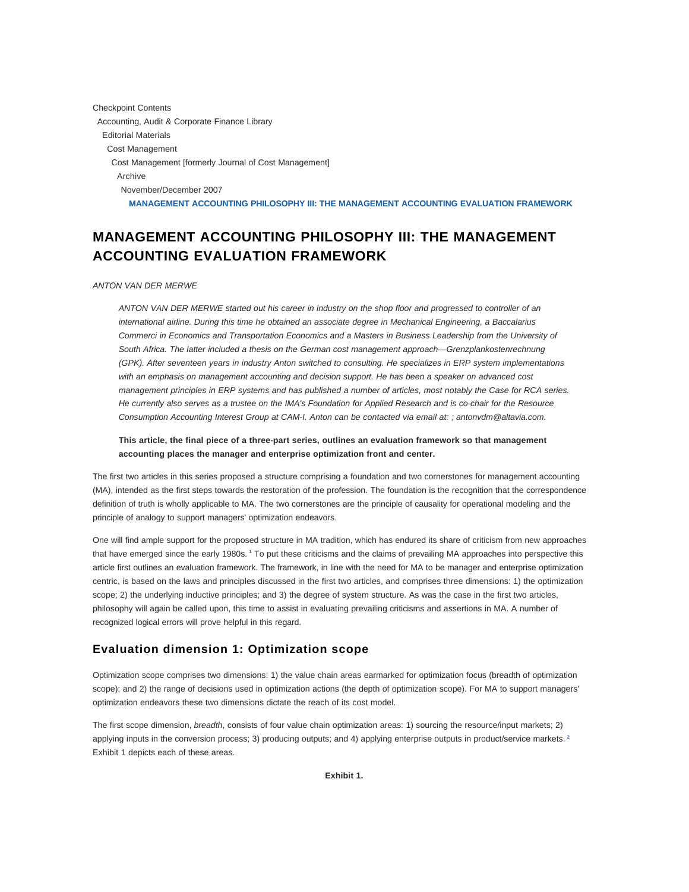Checkpoint Contents
Accounting, Audit & Corporate Finance Library
Editorial Materials
Cost Management
Cost Management [formerly Journal of Cost Management]
Archive
November/December 2007
**MANAGEMENT ACCOUNTING PHILOSOPHY III: THE MANAGEMENT ACCOUNTING EVALUATION FRAMEWORK**

# MANAGEMENT ACCOUNTING PHILOSOPHY III: THE MANAGEMENT ACCOUNTING EVALUATION FRAMEWORK

*ANTON VAN DER MERWE*

*ANTON VAN DER MERWE started out his career in industry on the shop floor and progressed to controller of an international airline. During this time he obtained an associate degree in Mechanical Engineering, a Baccalarius Commerci in Economics and Transportation Economics and a Masters in Business Leadership from the University of South Africa. The latter included a thesis on the German cost management approach—Grenzplankostenrechnung (GPK). After seventeen years in industry Anton switched to consulting. He specializes in ERP system implementations with an emphasis on management accounting and decision support. He has been a speaker on advanced cost management principles in ERP systems and has published a number of articles, most notably the Case for RCA series. He currently also serves as a trustee on the IMA's Foundation for Applied Research and is co-chair for the Resource Consumption Accounting Interest Group at CAM-I. Anton can be contacted via email at: ; antonvdm@altavia.com.*

**This article, the final piece of a three-part series, outlines an evaluation framework so that management accounting places the manager and enterprise optimization front and center.**

The first two articles in this series proposed a structure comprising a foundation and two cornerstones for management accounting (MA), intended as the first steps towards the restoration of the profession. The foundation is the recognition that the correspondence definition of truth is wholly applicable to MA. The two cornerstones are the principle of causality for operational modeling and the principle of analogy to support managers' optimization endeavors.

One will find ample support for the proposed structure in MA tradition, which has endured its share of criticism from new approaches that have emerged since the early 1980s. [1] To put these criticisms and the claims of prevailing MA approaches into perspective this article first outlines an evaluation framework. The framework, in line with the need for MA to be manager and enterprise optimization centric, is based on the laws and principles discussed in the first two articles, and comprises three dimensions: 1) the optimization scope; 2) the underlying inductive principles; and 3) the degree of system structure. As was the case in the first two articles, philosophy will again be called upon, this time to assist in evaluating prevailing criticisms and assertions in MA. A number of recognized logical errors will prove helpful in this regard.

## Evaluation dimension 1: Optimization scope

Optimization scope comprises two dimensions: 1) the value chain areas earmarked for optimization focus (breadth of optimization scope); and 2) the range of decisions used in optimization actions (the depth of optimization scope). For MA to support managers' optimization endeavors these two dimensions dictate the reach of its cost model.

The first scope dimension, *breadth*, consists of four value chain optimization areas: 1) sourcing the resource/input markets; 2) applying inputs in the conversion process; 3) producing outputs; and 4) applying enterprise outputs in product/service markets. [2] Exhibit 1 depicts each of these areas.

**Exhibit 1.**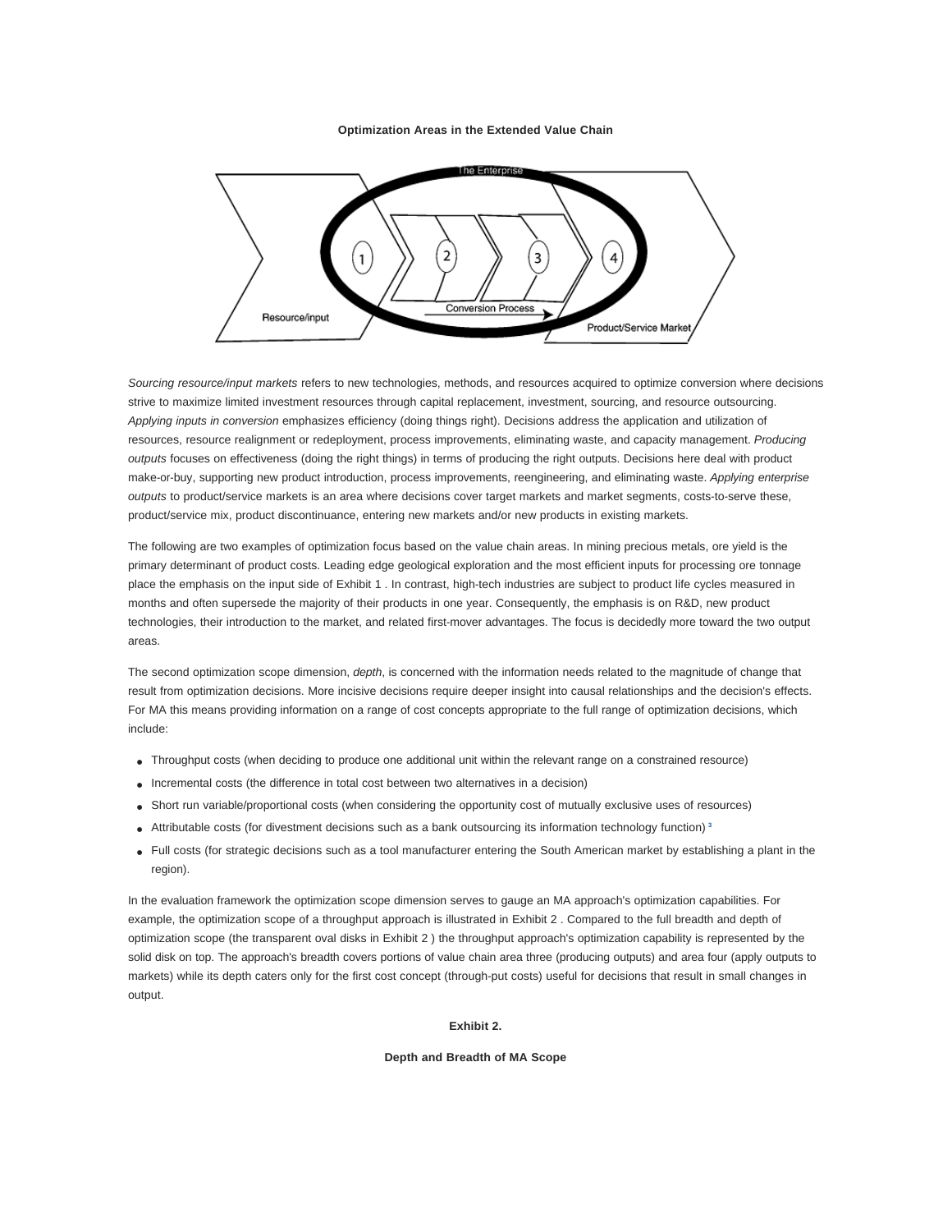**Optimization Areas in the Extended Value Chain**

*Sourcing resource/input markets* refers to new technologies, methods, and resources acquired to optimize conversion where decisions strive to maximize limited investment resources through capital replacement, investment, sourcing, and resource outsourcing. *Applying inputs in conversion* emphasizes efficiency (doing things right). Decisions address the application and utilization of resources, resource realignment or redeployment, process improvements, eliminating waste, and capacity management. *Producing outputs* focuses on effectiveness (doing the right things) in terms of producing the right outputs. Decisions here deal with product make-or-buy, supporting new product introduction, process improvements, reengineering, and eliminating waste. *Applying enterprise outputs* to product/service markets is an area where decisions cover target markets and market segments, costs-to-serve these, product/service mix, product discontinuance, entering new markets and/or new products in existing markets.

The following are two examples of optimization focus based on the value chain areas. In mining precious metals, ore yield is the primary determinant of product costs. Leading edge geological exploration and the most efficient inputs for processing ore tonnage place the emphasis on the input side of Exhibit 1 . In contrast, high-tech industries are subject to product life cycles measured in months and often supersede the majority of their products in one year. Consequently, the emphasis is on R&D, new product technologies, their introduction to the market, and related first-mover advantages. The focus is decidedly more toward the two output areas.

The second optimization scope dimension, *depth*, is concerned with the information needs related to the magnitude of change that result from optimization decisions. More incisive decisions require deeper insight into causal relationships and the decision's effects. For MA this means providing information on a range of cost concepts appropriate to the full range of optimization decisions, which include:

- Throughput costs (when deciding to produce one additional unit within the relevant range on a constrained resource)
- Incremental costs (the difference in total cost between two alternatives in a decision)
- Short run variable/proportional costs (when considering the opportunity cost of mutually exclusive uses of resources)
- Attributable costs (for divestment decisions such as a bank outsourcing its information technology function) [3]
- Full costs (for strategic decisions such as a tool manufacturer entering the South American market by establishing a plant in the region).

In the evaluation framework the optimization scope dimension serves to gauge an MA approach's optimization capabilities. For example, the optimization scope of a throughput approach is illustrated in Exhibit 2 . Compared to the full breadth and depth of optimization scope (the transparent oval disks in Exhibit 2 ) the throughput approach's optimization capability is represented by the solid disk on top. The approach's breadth covers portions of value chain area three (producing outputs) and area four (apply outputs to markets) while its depth caters only for the first cost concept (through-put costs) useful for decisions that result in small changes in output.

**Exhibit 2.**

**Depth and Breadth of MA Scope**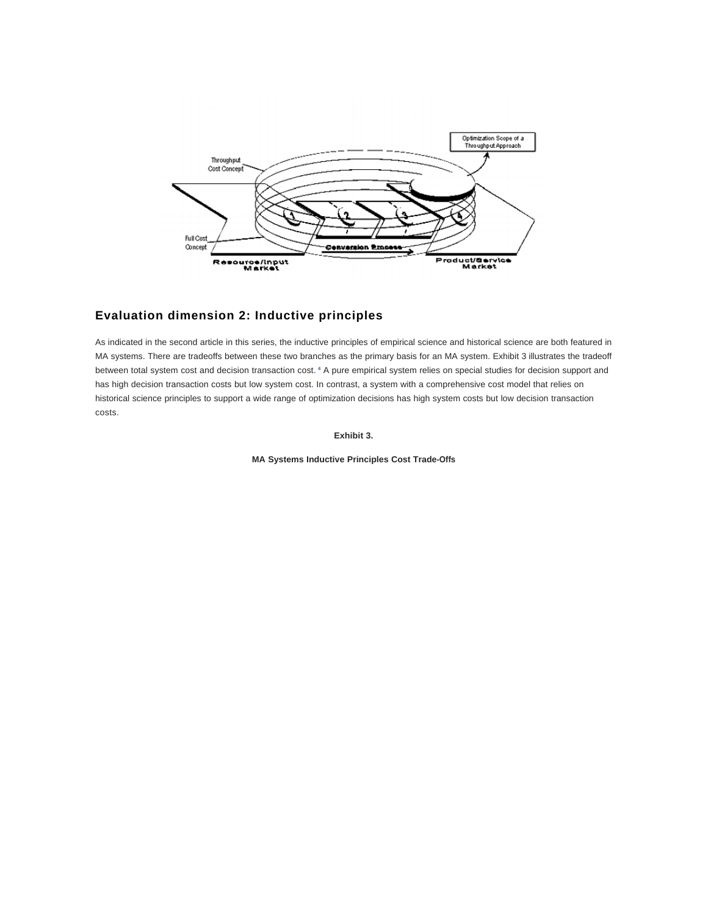## Evaluation dimension 2: Inductive principles

As indicated in the second article in this series, the inductive principles of empirical science and historical science are both featured in MA systems. There are tradeoffs between these two branches as the primary basis for an MA system. Exhibit 3 illustrates the tradeoff between total system cost and decision transaction cost. [4] A pure empirical system relies on special studies for decision support and has high decision transaction costs but low system cost. In contrast, a system with a comprehensive cost model that relies on historical science principles to support a wide range of optimization decisions has high system costs but low decision transaction costs.

**Exhibit 3.**

**MA Systems Inductive Principles Cost Trade-Offs**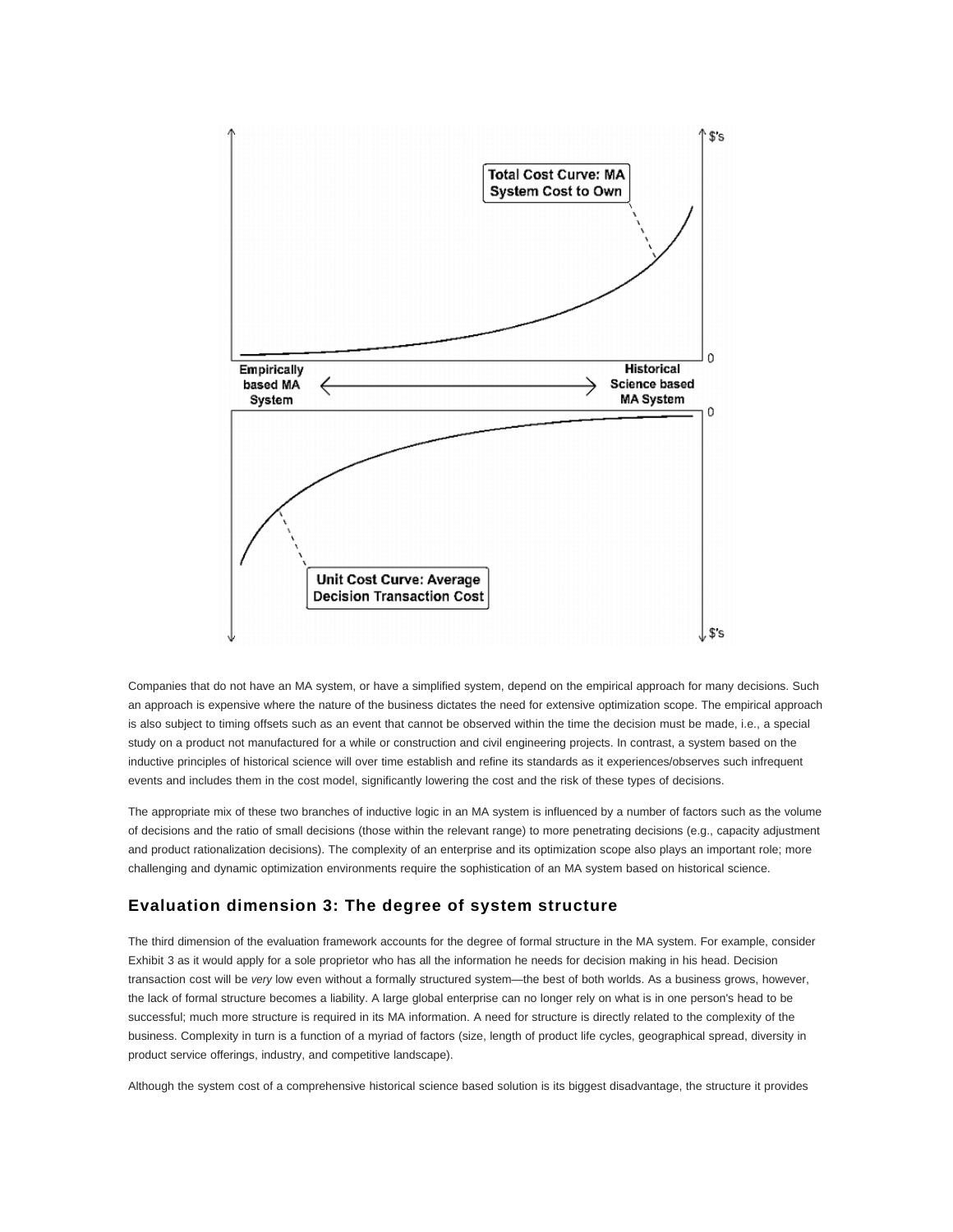Companies that do not have an MA system, or have a simplified system, depend on the empirical approach for many decisions. Such an approach is expensive where the nature of the business dictates the need for extensive optimization scope. The empirical approach is also subject to timing offsets such as an event that cannot be observed within the time the decision must be made, i.e., a special study on a product not manufactured for a while or construction and civil engineering projects. In contrast, a system based on the inductive principles of historical science will over time establish and refine its standards as it experiences/observes such infrequent events and includes them in the cost model, significantly lowering the cost and the risk of these types of decisions.

The appropriate mix of these two branches of inductive logic in an MA system is influenced by a number of factors such as the volume of decisions and the ratio of small decisions (those within the relevant range) to more penetrating decisions (e.g., capacity adjustment and product rationalization decisions). The complexity of an enterprise and its optimization scope also plays an important role; more challenging and dynamic optimization environments require the sophistication of an MA system based on historical science.

## Evaluation dimension 3: The degree of system structure

The third dimension of the evaluation framework accounts for the degree of formal structure in the MA system. For example, consider Exhibit 3 as it would apply for a sole proprietor who has all the information he needs for decision making in his head. Decision transaction cost will be *very* low even without a formally structured system—the best of both worlds. As a business grows, however, the lack of formal structure becomes a liability. A large global enterprise can no longer rely on what is in one person's head to be successful; much more structure is required in its MA information. A need for structure is directly related to the complexity of the business. Complexity in turn is a function of a myriad of factors (size, length of product life cycles, geographical spread, diversity in product service offerings, industry, and competitive landscape).

Although the system cost of a comprehensive historical science based solution is its biggest disadvantage, the structure it provides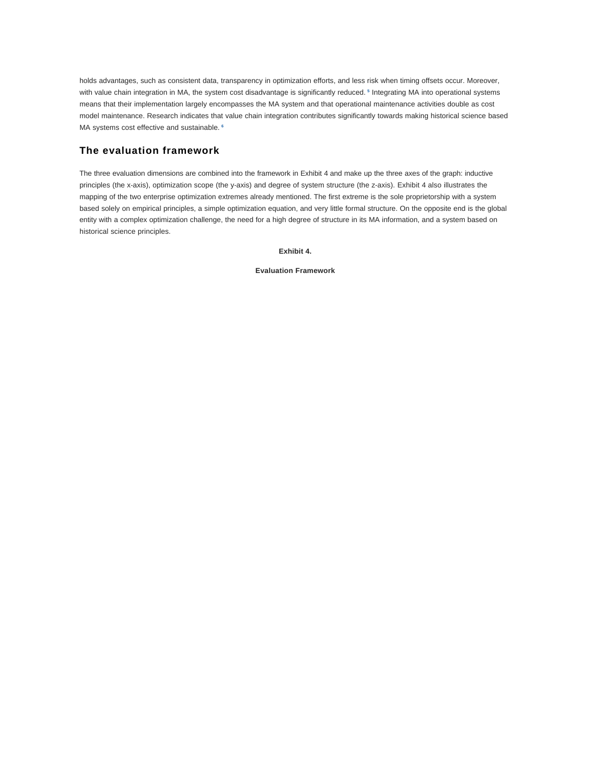holds advantages, such as consistent data, transparency in optimization efforts, and less risk when timing offsets occur. Moreover, with value chain integration in MA, the system cost disadvantage is significantly reduced. [5] Integrating MA into operational systems means that their implementation largely encompasses the MA system and that operational maintenance activities double as cost model maintenance. Research indicates that value chain integration contributes significantly towards making historical science based MA systems cost effective and sustainable. [6]

## The evaluation framework

The three evaluation dimensions are combined into the framework in Exhibit 4 and make up the three axes of the graph: inductive principles (the x-axis), optimization scope (the y-axis) and degree of system structure (the z-axis). Exhibit 4 also illustrates the mapping of the two enterprise optimization extremes already mentioned. The first extreme is the sole proprietorship with a system based solely on empirical principles, a simple optimization equation, and very little formal structure. On the opposite end is the global entity with a complex optimization challenge, the need for a high degree of structure in its MA information, and a system based on historical science principles.

**Exhibit 4.**

**Evaluation Framework**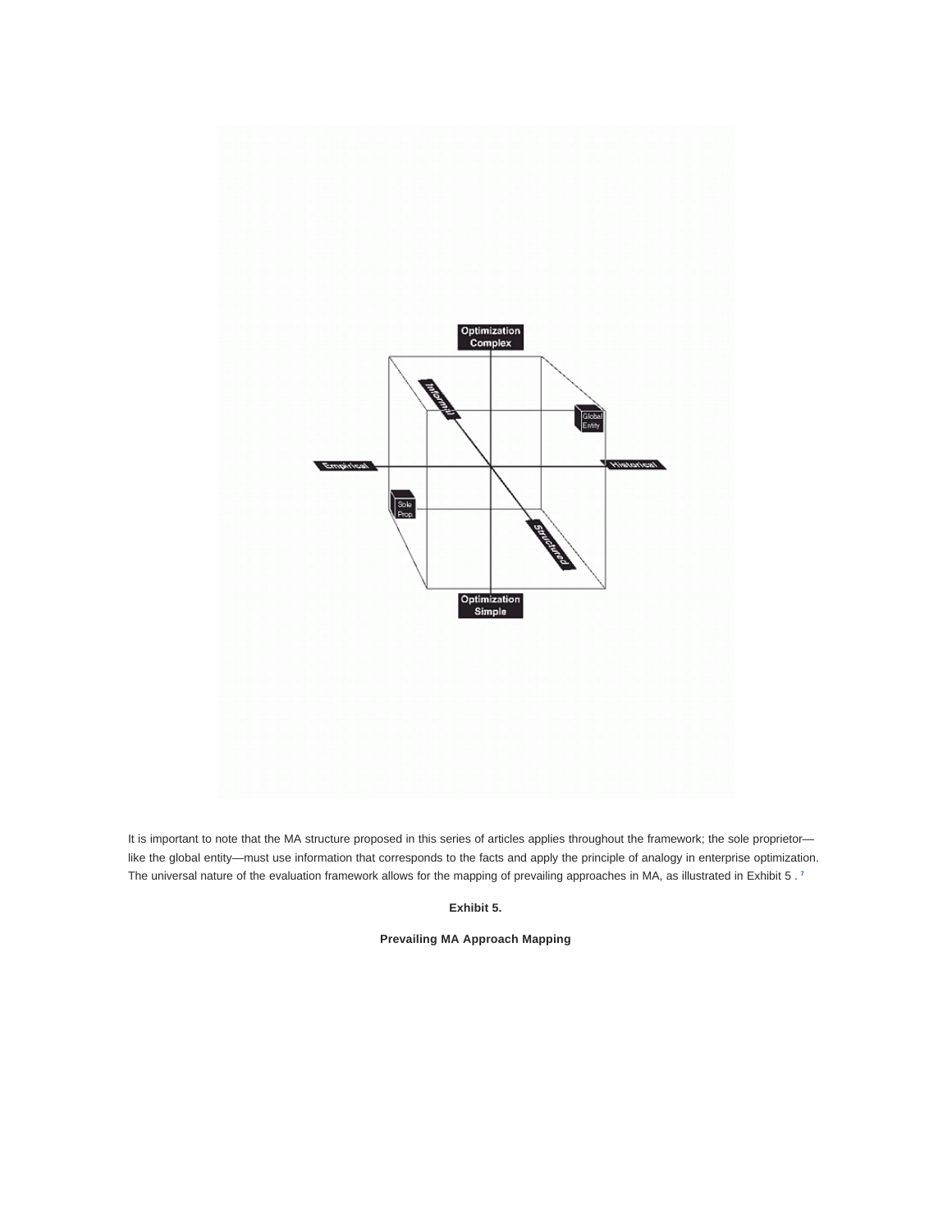It is important to note that the MA structure proposed in this series of articles applies throughout the framework; the sole proprietor—like the global entity—must use information that corresponds to the facts and apply the principle of analogy in enterprise optimization. The universal nature of the evaluation framework allows for the mapping of prevailing approaches in MA, as illustrated in Exhibit 5 .[7]

**Exhibit 5.**

**Prevailing MA Approach Mapping**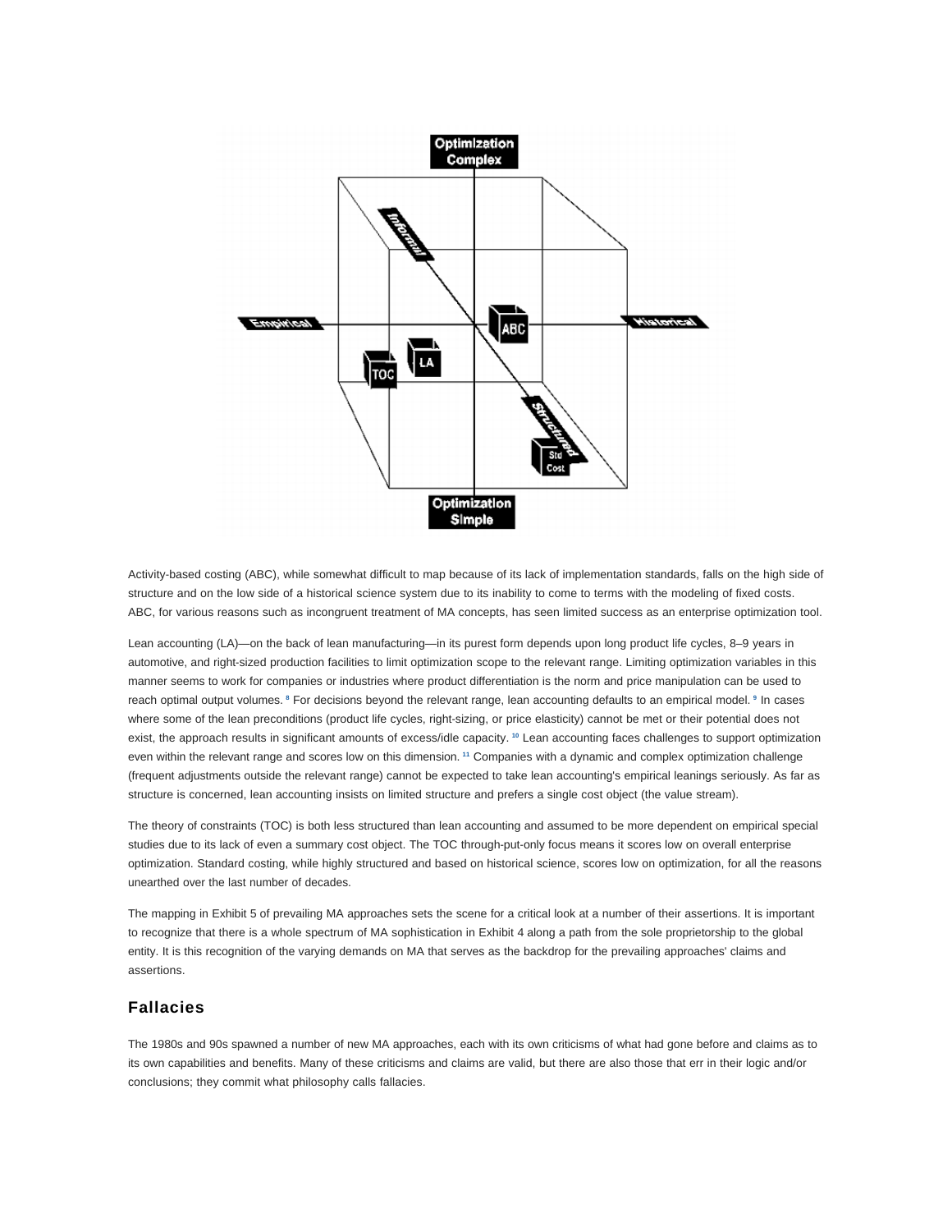Activity-based costing (ABC), while somewhat difficult to map because of its lack of implementation standards, falls on the high side of structure and on the low side of a historical science system due to its inability to come to terms with the modeling of fixed costs. ABC, for various reasons such as incongruent treatment of MA concepts, has seen limited success as an enterprise optimization tool.

Lean accounting (LA)—on the back of lean manufacturing—in its purest form depends upon long product life cycles, 8–9 years in automotive, and right-sized production facilities to limit optimization scope to the relevant range. Limiting optimization variables in this manner seems to work for companies or industries where product differentiation is the norm and price manipulation can be used to reach optimal output volumes. [8] For decisions beyond the relevant range, lean accounting defaults to an empirical model. [9] In cases where some of the lean preconditions (product life cycles, right-sizing, or price elasticity) cannot be met or their potential does not exist, the approach results in significant amounts of excess/idle capacity. [10] Lean accounting faces challenges to support optimization even within the relevant range and scores low on this dimension. [11] Companies with a dynamic and complex optimization challenge (frequent adjustments outside the relevant range) cannot be expected to take lean accounting's empirical leanings seriously. As far as structure is concerned, lean accounting insists on limited structure and prefers a single cost object (the value stream).

The theory of constraints (TOC) is both less structured than lean accounting and assumed to be more dependent on empirical special studies due to its lack of even a summary cost object. The TOC through-put-only focus means it scores low on overall enterprise optimization. Standard costing, while highly structured and based on historical science, scores low on optimization, for all the reasons unearthed over the last number of decades.

The mapping in Exhibit 5 of prevailing MA approaches sets the scene for a critical look at a number of their assertions. It is important to recognize that there is a whole spectrum of MA sophistication in Exhibit 4 along a path from the sole proprietorship to the global entity. It is this recognition of the varying demands on MA that serves as the backdrop for the prevailing approaches' claims and assertions.

## Fallacies

The 1980s and 90s spawned a number of new MA approaches, each with its own criticisms of what had gone before and claims as to its own capabilities and benefits. Many of these criticisms and claims are valid, but there are also those that err in their logic and/or conclusions; they commit what philosophy calls fallacies.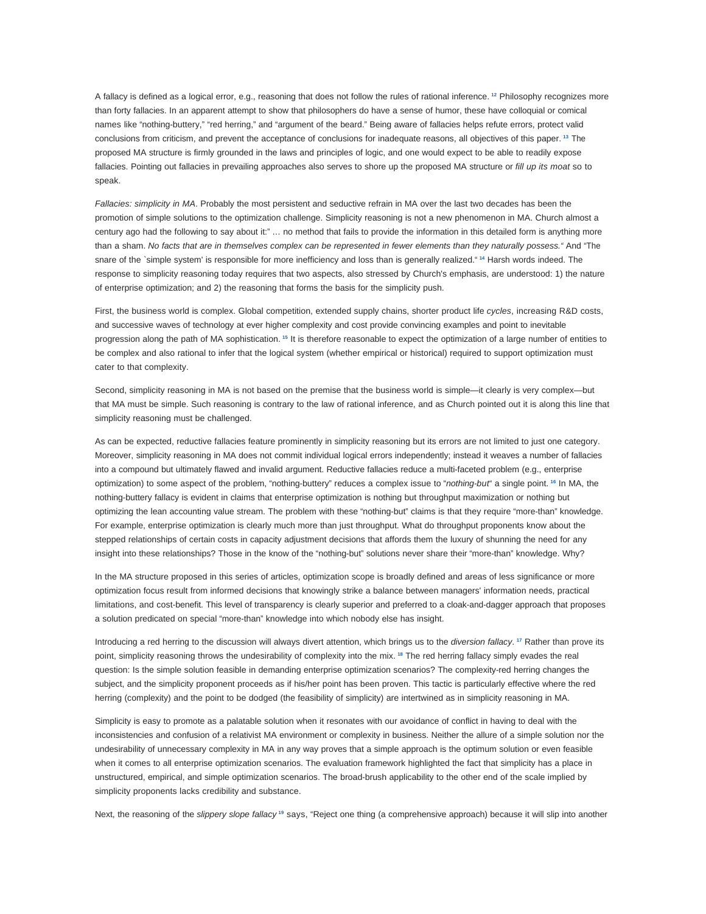A fallacy is defined as a logical error, e.g., reasoning that does not follow the rules of rational inference. [12] Philosophy recognizes more than forty fallacies. In an apparent attempt to show that philosophers do have a sense of humor, these have colloquial or comical names like "nothing-buttery," "red herring," and "argument of the beard." Being aware of fallacies helps refute errors, protect valid conclusions from criticism, and prevent the acceptance of conclusions for inadequate reasons, all objectives of this paper. [13] The proposed MA structure is firmly grounded in the laws and principles of logic, and one would expect to be able to readily expose fallacies. Pointing out fallacies in prevailing approaches also serves to shore up the proposed MA structure or *fill up its moat* so to speak.

*Fallacies: simplicity in MA*. Probably the most persistent and seductive refrain in MA over the last two decades has been the promotion of simple solutions to the optimization challenge. Simplicity reasoning is not a new phenomenon in MA. Church almost a century ago had the following to say about it:" ... no method that fails to provide the information in this detailed form is anything more than a sham. *No facts that are in themselves complex can be represented in fewer elements than they naturally possess.*" And "The snare of the `simple system' is responsible for more inefficiency and loss than is generally realized." [14] Harsh words indeed. The response to simplicity reasoning today requires that two aspects, also stressed by Church's emphasis, are understood: 1) the nature of enterprise optimization; and 2) the reasoning that forms the basis for the simplicity push.

First, the business world is complex. Global competition, extended supply chains, shorter product life *cycles*, increasing R&D costs, and successive waves of technology at ever higher complexity and cost provide convincing examples and point to inevitable progression along the path of MA sophistication. [15] It is therefore reasonable to expect the optimization of a large number of entities to be complex and also rational to infer that the logical system (whether empirical or historical) required to support optimization must cater to that complexity.

Second, simplicity reasoning in MA is not based on the premise that the business world is simple—it clearly is very complex—but that MA must be simple. Such reasoning is contrary to the law of rational inference, and as Church pointed out it is along this line that simplicity reasoning must be challenged.

As can be expected, reductive fallacies feature prominently in simplicity reasoning but its errors are not limited to just one category. Moreover, simplicity reasoning in MA does not commit individual logical errors independently; instead it weaves a number of fallacies into a compound but ultimately flawed and invalid argument. Reductive fallacies reduce a multi-faceted problem (e.g., enterprise optimization) to some aspect of the problem, "nothing-buttery" reduces a complex issue to "*nothing-but*" a single point. [16] In MA, the nothing-buttery fallacy is evident in claims that enterprise optimization is nothing but throughput maximization or nothing but optimizing the lean accounting value stream. The problem with these "nothing-but" claims is that they require "more-than" knowledge. For example, enterprise optimization is clearly much more than just throughput. What do throughput proponents know about the stepped relationships of certain costs in capacity adjustment decisions that affords them the luxury of shunning the need for any insight into these relationships? Those in the know of the "nothing-but" solutions never share their "more-than" knowledge. Why?

In the MA structure proposed in this series of articles, optimization scope is broadly defined and areas of less significance or more optimization focus result from informed decisions that knowingly strike a balance between managers' information needs, practical limitations, and cost-benefit. This level of transparency is clearly superior and preferred to a cloak-and-dagger approach that proposes a solution predicated on special "more-than" knowledge into which nobody else has insight.

Introducing a red herring to the discussion will always divert attention, which brings us to the *diversion fallacy*. [17] Rather than prove its point, simplicity reasoning throws the undesirability of complexity into the mix. [18] The red herring fallacy simply evades the real question: Is the simple solution feasible in demanding enterprise optimization scenarios? The complexity-red herring changes the subject, and the simplicity proponent proceeds as if his/her point has been proven. This tactic is particularly effective where the red herring (complexity) and the point to be dodged (the feasibility of simplicity) are intertwined as in simplicity reasoning in MA.

Simplicity is easy to promote as a palatable solution when it resonates with our avoidance of conflict in having to deal with the inconsistencies and confusion of a relativist MA environment or complexity in business. Neither the allure of a simple solution nor the undesirability of unnecessary complexity in MA in any way proves that a simple approach is the optimum solution or even feasible when it comes to all enterprise optimization scenarios. The evaluation framework highlighted the fact that simplicity has a place in unstructured, empirical, and simple optimization scenarios. The broad-brush applicability to the other end of the scale implied by simplicity proponents lacks credibility and substance.

Next, the reasoning of the *slippery slope fallacy* [19] says, "Reject one thing (a comprehensive approach) because it will slip into another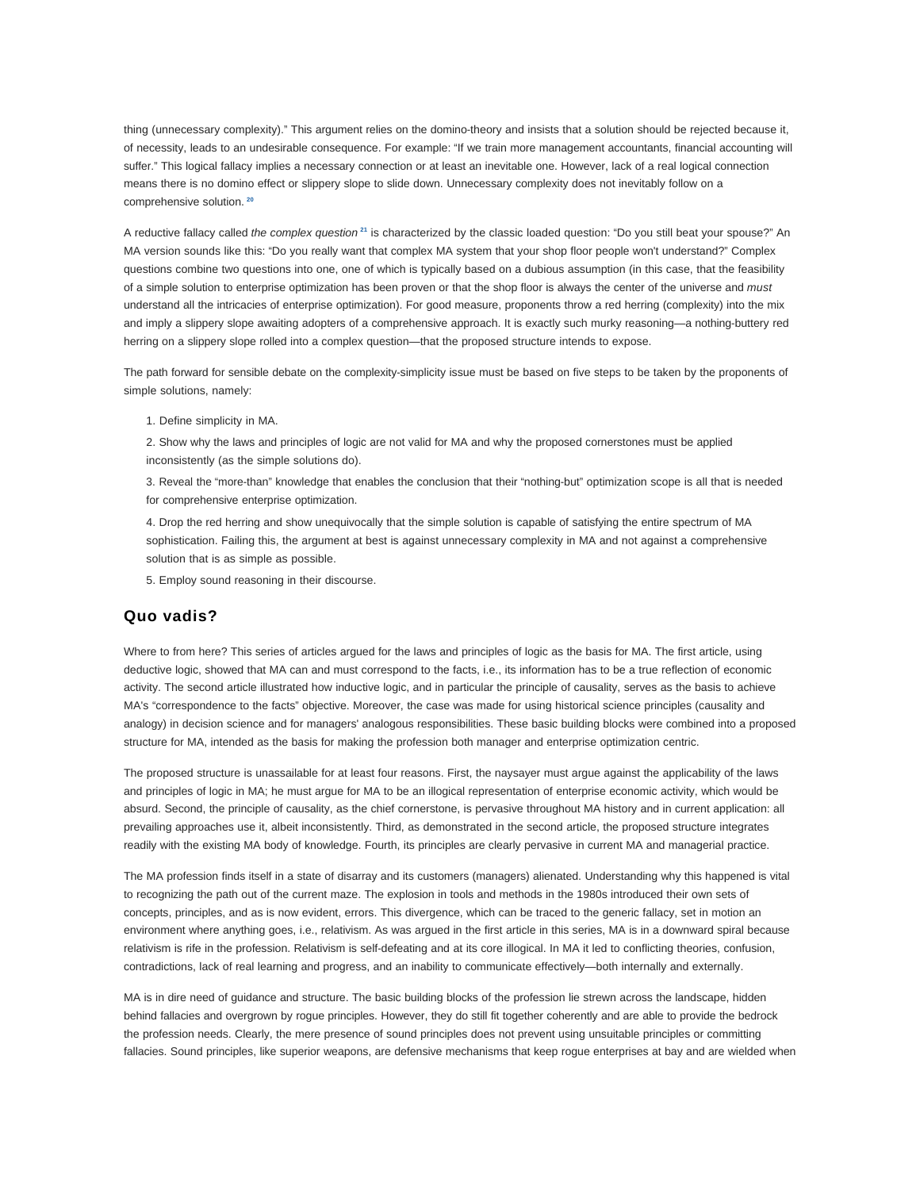thing (unnecessary complexity)." This argument relies on the domino-theory and insists that a solution should be rejected because it, of necessity, leads to an undesirable consequence. For example: "If we train more management accountants, financial accounting will suffer." This logical fallacy implies a necessary connection or at least an inevitable one. However, lack of a real logical connection means there is no domino effect or slippery slope to slide down. Unnecessary complexity does not inevitably follow on a comprehensive solution. [20]

A reductive fallacy called *the complex question* [21] is characterized by the classic loaded question: "Do you still beat your spouse?" An MA version sounds like this: "Do you really want that complex MA system that your shop floor people won't understand?" Complex questions combine two questions into one, one of which is typically based on a dubious assumption (in this case, that the feasibility of a simple solution to enterprise optimization has been proven or that the shop floor is always the center of the universe and *must* understand all the intricacies of enterprise optimization). For good measure, proponents throw a red herring (complexity) into the mix and imply a slippery slope awaiting adopters of a comprehensive approach. It is exactly such murky reasoning—a nothing-buttery red herring on a slippery slope rolled into a complex question—that the proposed structure intends to expose.

The path forward for sensible debate on the complexity-simplicity issue must be based on five steps to be taken by the proponents of simple solutions, namely:

1. Define simplicity in MA.
2. Show why the laws and principles of logic are not valid for MA and why the proposed cornerstones must be applied inconsistently (as the simple solutions do).
3. Reveal the "more-than" knowledge that enables the conclusion that their "nothing-but" optimization scope is all that is needed for comprehensive enterprise optimization.
4. Drop the red herring and show unequivocally that the simple solution is capable of satisfying the entire spectrum of MA sophistication. Failing this, the argument at best is against unnecessary complexity in MA and not against a comprehensive solution that is as simple as possible.
5. Employ sound reasoning in their discourse.

## Quo vadis?

Where to from here? This series of articles argued for the laws and principles of logic as the basis for MA. The first article, using deductive logic, showed that MA can and must correspond to the facts, i.e., its information has to be a true reflection of economic activity. The second article illustrated how inductive logic, and in particular the principle of causality, serves as the basis to achieve MA's "correspondence to the facts" objective. Moreover, the case was made for using historical science principles (causality and analogy) in decision science and for managers' analogous responsibilities. These basic building blocks were combined into a proposed structure for MA, intended as the basis for making the profession both manager and enterprise optimization centric.

The proposed structure is unassailable for at least four reasons. First, the naysayer must argue against the applicability of the laws and principles of logic in MA; he must argue for MA to be an illogical representation of enterprise economic activity, which would be absurd. Second, the principle of causality, as the chief cornerstone, is pervasive throughout MA history and in current application: all prevailing approaches use it, albeit inconsistently. Third, as demonstrated in the second article, the proposed structure integrates readily with the existing MA body of knowledge. Fourth, its principles are clearly pervasive in current MA and managerial practice.

The MA profession finds itself in a state of disarray and its customers (managers) alienated. Understanding why this happened is vital to recognizing the path out of the current maze. The explosion in tools and methods in the 1980s introduced their own sets of concepts, principles, and as is now evident, errors. This divergence, which can be traced to the generic fallacy, set in motion an environment where anything goes, i.e., relativism. As was argued in the first article in this series, MA is in a downward spiral because relativism is rife in the profession. Relativism is self-defeating and at its core illogical. In MA it led to conflicting theories, confusion, contradictions, lack of real learning and progress, and an inability to communicate effectively—both internally and externally.

MA is in dire need of guidance and structure. The basic building blocks of the profession lie strewn across the landscape, hidden behind fallacies and overgrown by rogue principles. However, they do still fit together coherently and are able to provide the bedrock the profession needs. Clearly, the mere presence of sound principles does not prevent using unsuitable principles or committing fallacies. Sound principles, like superior weapons, are defensive mechanisms that keep rogue enterprises at bay and are wielded when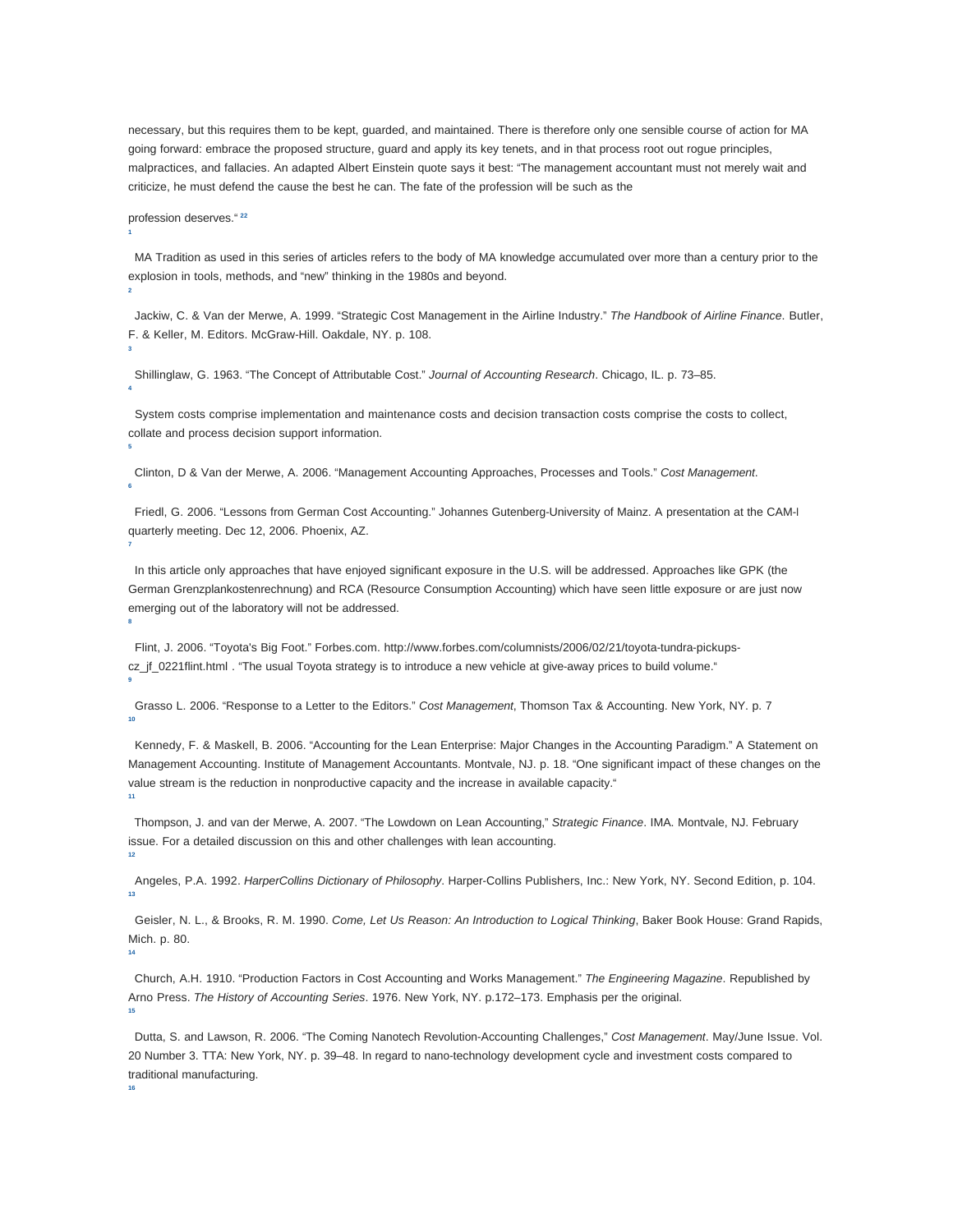necessary, but this requires them to be kept, guarded, and maintained. There is therefore only one sensible course of action for MA going forward: embrace the proposed structure, guard and apply its key tenets, and in that process root out rogue principles, malpractices, and fallacies. An adapted Albert Einstein quote says it best: "The management accountant must not merely wait and criticize, he must defend the cause the best he can. The fate of the profession will be such as the profession deserves." [22]

[1] MA Tradition as used in this series of articles refers to the body of MA knowledge accumulated over more than a century prior to the explosion in tools, methods, and "new" thinking in the 1980s and beyond.

[2] Jackiw, C. & Van der Merwe, A. 1999. "Strategic Cost Management in the Airline Industry." *The Handbook of Airline Finance*. Butler, F. & Keller, M. Editors. McGraw-Hill. Oakdale, NY. p. 108.

[3] Shillinglaw, G. 1963. "The Concept of Attributable Cost." *Journal of Accounting Research*. Chicago, IL. p. 73–85.

[4] System costs comprise implementation and maintenance costs and decision transaction costs comprise the costs to collect, collate and process decision support information.

[5] Clinton, D & Van der Merwe, A. 2006. "Management Accounting Approaches, Processes and Tools." *Cost Management*.

[6] Friedl, G. 2006. "Lessons from German Cost Accounting." Johannes Gutenberg-University of Mainz. A presentation at the CAM-I quarterly meeting. Dec 12, 2006. Phoenix, AZ.

[7] In this article only approaches that have enjoyed significant exposure in the U.S. will be addressed. Approaches like GPK (the German Grenzplankostenrechnung) and RCA (Resource Consumption Accounting) which have seen little exposure or are just now emerging out of the laboratory will not be addressed.

[8] Flint, J. 2006. "Toyota's Big Foot." Forbes.com. http://www.forbes.com/columnists/2006/02/21/toyota-tundra-pickups-cz_jf_0221flint.html . "The usual Toyota strategy is to introduce a new vehicle at give-away prices to build volume."

[9] Grasso L. 2006. "Response to a Letter to the Editors." *Cost Management*, Thomson Tax & Accounting. New York, NY. p. 7

[10] Kennedy, F. & Maskell, B. 2006. "Accounting for the Lean Enterprise: Major Changes in the Accounting Paradigm." A Statement on Management Accounting. Institute of Management Accountants. Montvale, NJ. p. 18. "One significant impact of these changes on the value stream is the reduction in nonproductive capacity and the increase in available capacity."

[11] Thompson, J. and van der Merwe, A. 2007. "The Lowdown on Lean Accounting," *Strategic Finance*. IMA. Montvale, NJ. February issue. For a detailed discussion on this and other challenges with lean accounting.

[12] Angeles, P.A. 1992. *HarperCollins Dictionary of Philosophy*. Harper-Collins Publishers, Inc.: New York, NY. Second Edition, p. 104.

[13] Geisler, N. L., & Brooks, R. M. 1990. *Come, Let Us Reason: An Introduction to Logical Thinking*, Baker Book House: Grand Rapids, Mich. p. 80.

[14] Church, A.H. 1910. "Production Factors in Cost Accounting and Works Management." *The Engineering Magazine*. Republished by Arno Press. *The History of Accounting Series*. 1976. New York, NY. p.172–173. Emphasis per the original.

[15] Dutta, S. and Lawson, R. 2006. "The Coming Nanotech Revolution-Accounting Challenges," *Cost Management*. May/June Issue. Vol. 20 Number 3. TTA: New York, NY. p. 39–48. In regard to nano-technology development cycle and investment costs compared to traditional manufacturing.

[16]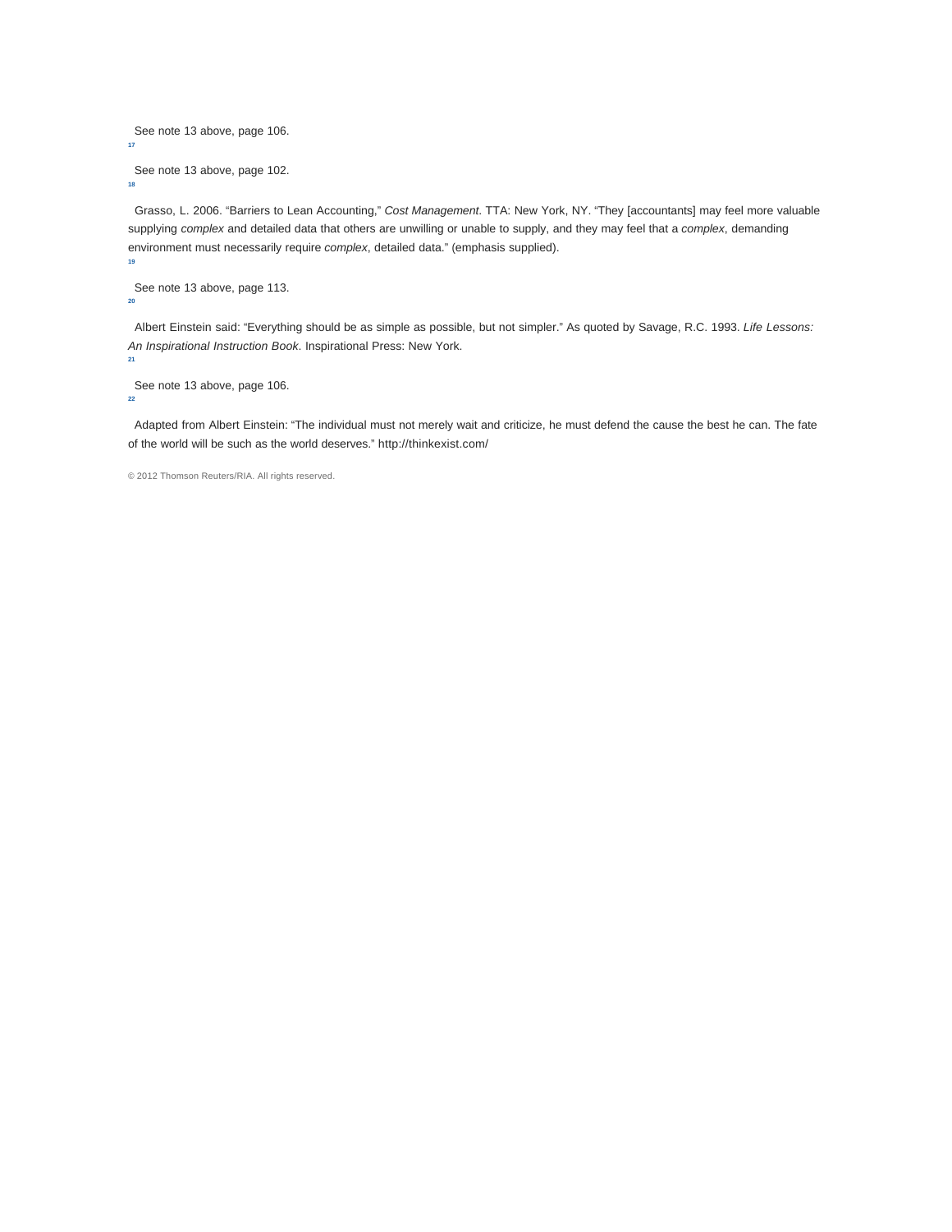See note 13 above, page 106.

[17] See note 13 above, page 102.

[18] Grasso, L. 2006. "Barriers to Lean Accounting," *Cost Management*. TTA: New York, NY. "They [accountants] may feel more valuable supplying *complex* and detailed data that others are unwilling or unable to supply, and they may feel that a *complex*, demanding environment must necessarily require *complex*, detailed data." (emphasis supplied).

[19] See note 13 above, page 113.

[20] Albert Einstein said: "Everything should be as simple as possible, but not simpler." As quoted by Savage, R.C. 1993. *Life Lessons: An Inspirational Instruction Book*. Inspirational Press: New York.

[21] See note 13 above, page 106.

[22] Adapted from Albert Einstein: "The individual must not merely wait and criticize, he must defend the cause the best he can. The fate of the world will be such as the world deserves." http://thinkexist.com/

© 2012 Thomson Reuters/RIA. All rights reserved.